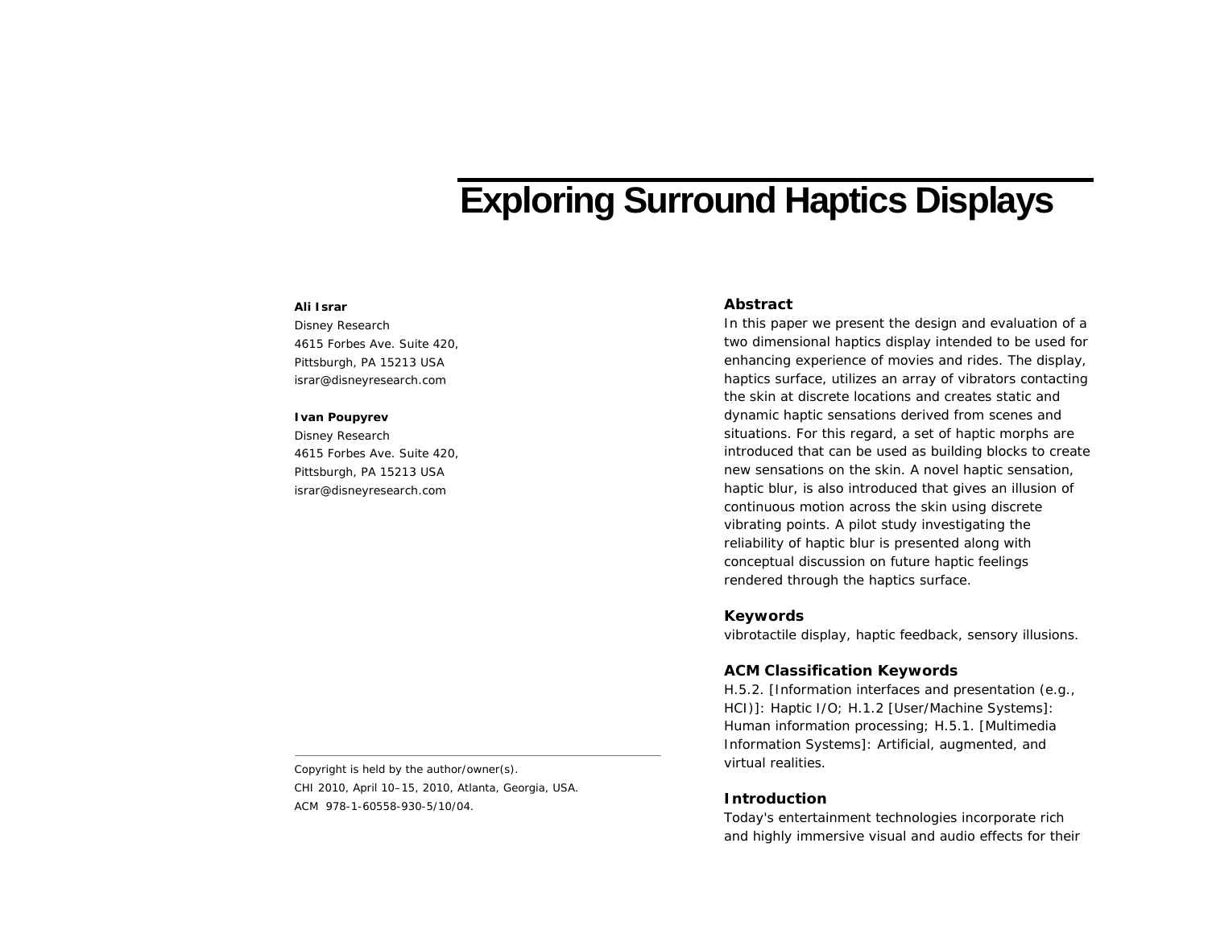# Exploring Surround Haptics Displays

**Ali Israr**
Disney Research
4615 Forbes Ave. Suite 420,
Pittsburgh, PA 15213 USA
israr@disneyresearch.com

**Ivan Poupyrev**
Disney Research
4615 Forbes Ave. Suite 420,
Pittsburgh, PA 15213 USA
israr@disneyresearch.com

Copyright is held by the author/owner(s).
CHI 2010, April 10–15, 2010, Atlanta, Georgia, USA.
ACM 978-1-60558-930-5/10/04.

## Abstract

In this paper we present the design and evaluation of a two dimensional haptics display intended to be used for enhancing experience of movies and rides. The display, haptics surface, utilizes an array of vibrators contacting the skin at discrete locations and creates static and dynamic haptic sensations derived from scenes and situations. For this regard, a set of haptic morphs are introduced that can be used as building blocks to create new sensations on the skin. A novel haptic sensation, haptic blur, is also introduced that gives an illusion of continuous motion across the skin using discrete vibrating points. A pilot study investigating the reliability of haptic blur is presented along with conceptual discussion on future haptic feelings rendered through the haptics surface.

## Keywords

vibrotactile display, haptic feedback, sensory illusions.

## ACM Classification Keywords

H.5.2. [Information interfaces and presentation (e.g., HCI)]: Haptic I/O; H.1.2 [User/Machine Systems]: Human information processing; H.5.1. [Multimedia Information Systems]: Artificial, augmented, and virtual realities.

## Introduction

Today's entertainment technologies incorporate rich and highly immersive visual and audio effects for their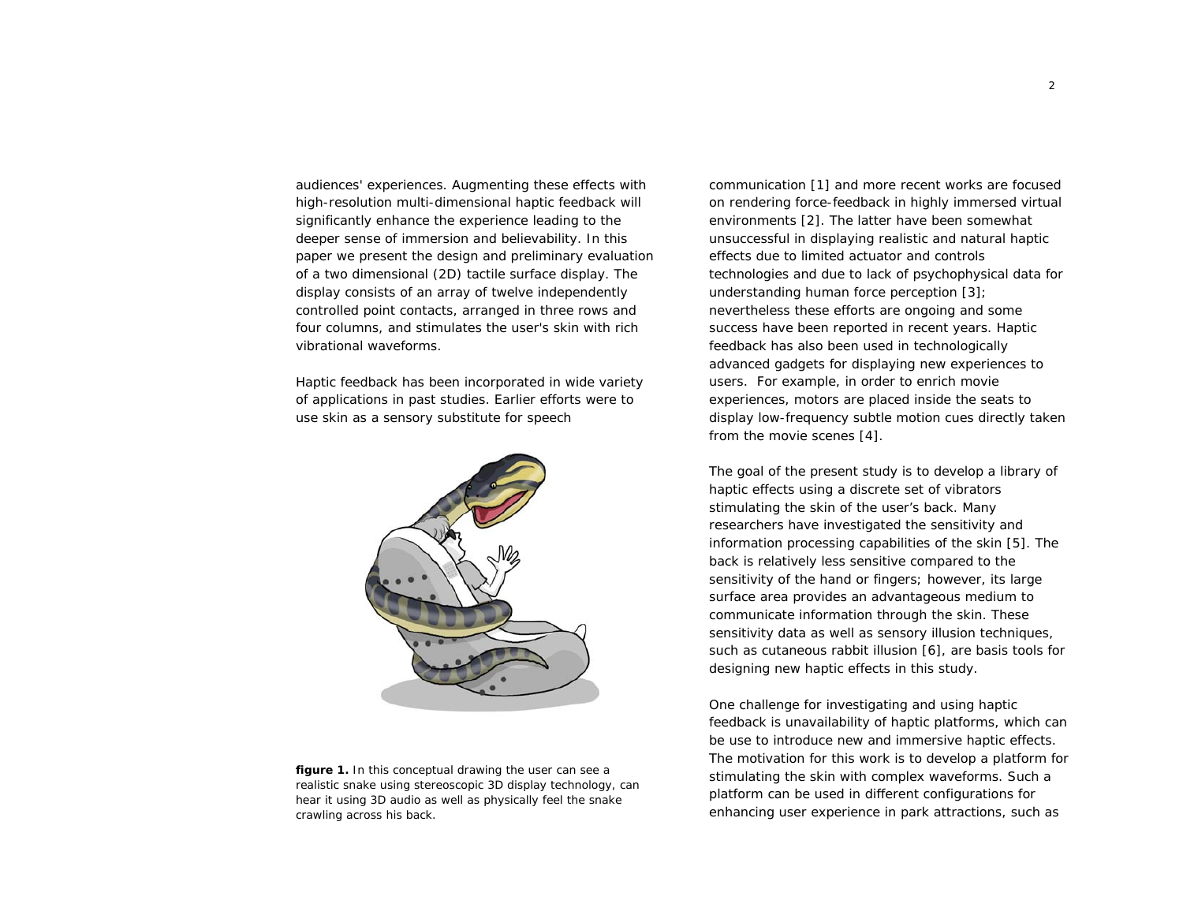audiences' experiences. Augmenting these effects with high-resolution multi-dimensional haptic feedback will significantly enhance the experience leading to the deeper sense of immersion and believability. In this paper we present the design and preliminary evaluation of a two dimensional (2D) tactile surface display. The display consists of an array of twelve independently controlled point contacts, arranged in three rows and four columns, and stimulates the user's skin with rich vibrational waveforms.

Haptic feedback has been incorporated in wide variety of applications in past studies. Earlier efforts were to use skin as a sensory substitute for speech communication [1] and more recent works are focused on rendering force-feedback in highly immersed virtual environments [2]. The latter have been somewhat unsuccessful in displaying realistic and natural haptic effects due to limited actuator and controls technologies and due to lack of psychophysical data for understanding human force perception [3]; nevertheless these efforts are ongoing and some success have been reported in recent years. Haptic feedback has also been used in technologically advanced gadgets for displaying new experiences to users. For example, in order to enrich movie experiences, motors are placed inside the seats to display low-frequency subtle motion cues directly taken from the movie scenes [4].

**figure 1.** In this conceptual drawing the user can see a realistic snake using stereoscopic 3D display technology, can hear it using 3D audio as well as physically feel the snake crawling across his back.

The goal of the present study is to develop a library of haptic effects using a discrete set of vibrators stimulating the skin of the user's back. Many researchers have investigated the sensitivity and information processing capabilities of the skin [5]. The back is relatively less sensitive compared to the sensitivity of the hand or fingers; however, its large surface area provides an advantageous medium to communicate information through the skin. These sensitivity data as well as sensory illusion techniques, such as cutaneous rabbit illusion [6], are basis tools for designing new haptic effects in this study.

One challenge for investigating and using haptic feedback is unavailability of haptic platforms, which can be use to introduce new and immersive haptic effects. The motivation for this work is to develop a platform for stimulating the skin with complex waveforms. Such a platform can be used in different configurations for enhancing user experience in park attractions, such as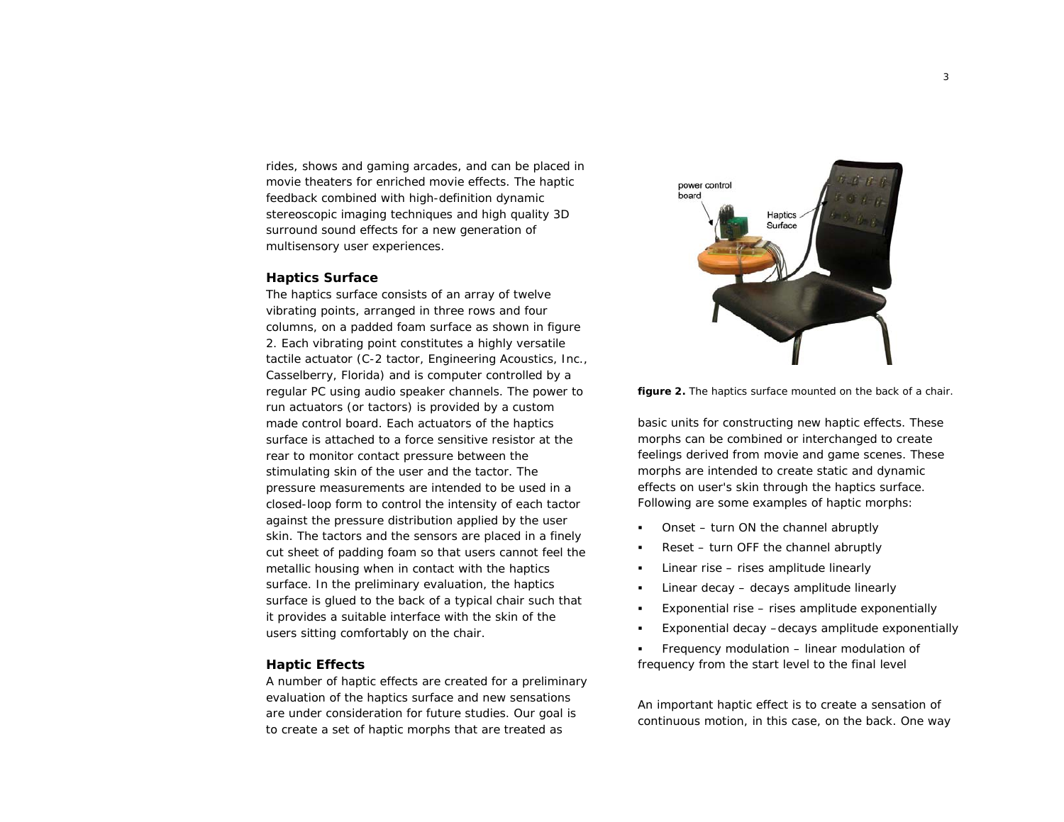rides, shows and gaming arcades, and can be placed in movie theaters for enriched movie effects. The haptic feedback combined with high-definition dynamic stereoscopic imaging techniques and high quality 3D surround sound effects for a new generation of multisensory user experiences.

### Haptics Surface

The haptics surface consists of an array of twelve vibrating points, arranged in three rows and four columns, on a padded foam surface as shown in figure 2. Each vibrating point constitutes a highly versatile tactile actuator (C-2 tactor, Engineering Acoustics, Inc., Casselberry, Florida) and is computer controlled by a regular PC using audio speaker channels. The power to run actuators (or tactors) is provided by a custom made control board. Each actuators of the haptics surface is attached to a force sensitive resistor at the rear to monitor contact pressure between the stimulating skin of the user and the tactor. The pressure measurements are intended to be used in a closed-loop form to control the intensity of each tactor against the pressure distribution applied by the user skin. The tactors and the sensors are placed in a finely cut sheet of padding foam so that users cannot feel the metallic housing when in contact with the haptics surface. In the preliminary evaluation, the haptics surface is glued to the back of a typical chair such that it provides a suitable interface with the skin of the users sitting comfortably on the chair.

### Haptic Effects

A number of haptic effects are created for a preliminary evaluation of the haptics surface and new sensations are under consideration for future studies. Our goal is to create a set of haptic morphs that are treated as basic units for constructing new haptic effects. These morphs can be combined or interchanged to create feelings derived from movie and game scenes. These morphs are intended to create static and dynamic effects on user's skin through the haptics surface. Following are some examples of haptic morphs:

- Onset – turn ON the channel abruptly
- Reset – turn OFF the channel abruptly
- Linear rise – rises amplitude linearly
- Linear decay – decays amplitude linearly
- Exponential rise – rises amplitude exponentially
- Exponential decay –decays amplitude exponentially
- Frequency modulation – linear modulation of frequency from the start level to the final level

**figure 2.** The haptics surface mounted on the back of a chair.

An important haptic effect is to create a sensation of continuous motion, in this case, on the back. One way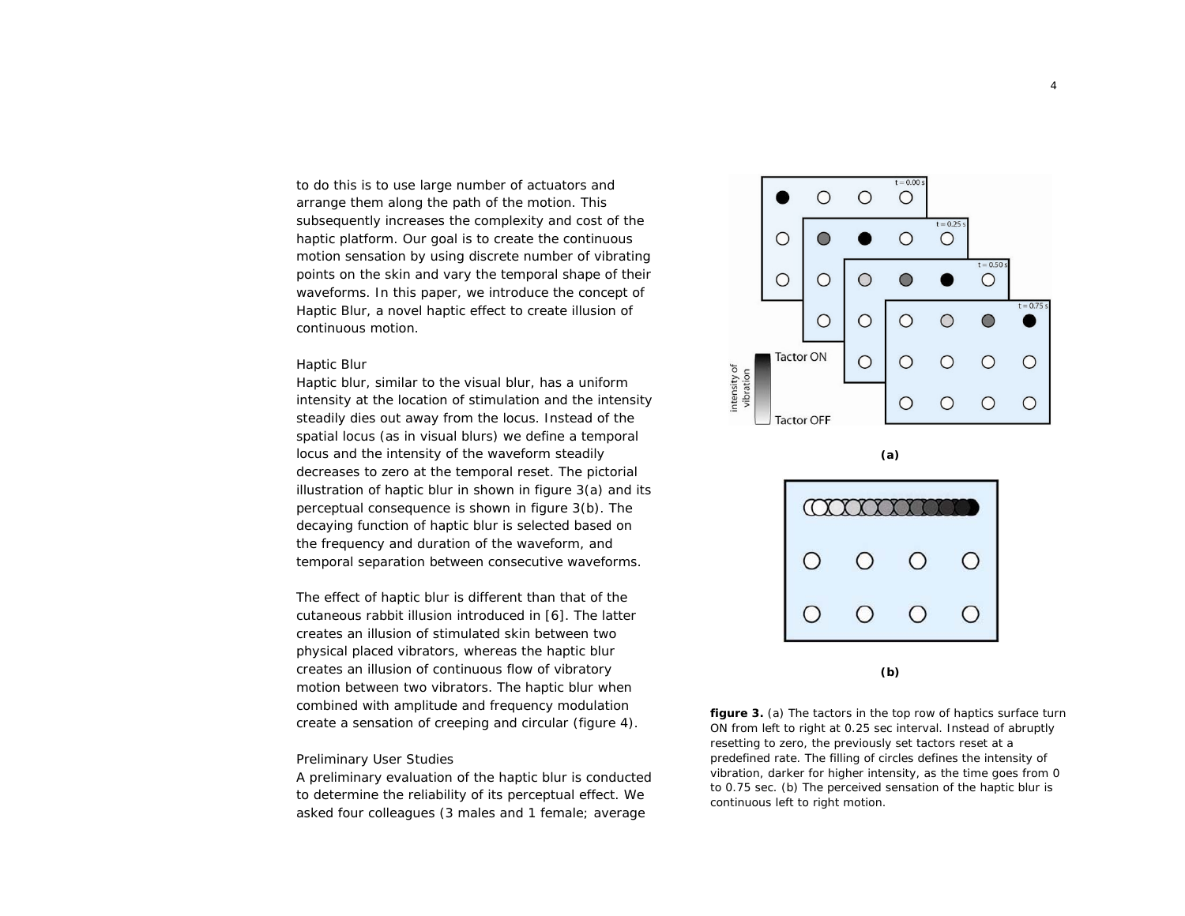to do this is to use large number of actuators and arrange them along the path of the motion. This subsequently increases the complexity and cost of the haptic platform. Our goal is to create the continuous motion sensation by using discrete number of vibrating points on the skin and vary the temporal shape of their waveforms. In this paper, we introduce the concept of Haptic Blur, a novel haptic effect to create illusion of continuous motion.

## Haptic Blur

Haptic blur, similar to the visual blur, has a uniform intensity at the location of stimulation and the intensity steadily dies out away from the locus. Instead of the spatial locus (as in visual blurs) we define a temporal locus and the intensity of the waveform steadily decreases to zero at the temporal reset. The pictorial illustration of haptic blur in shown in figure 3(a) and its perceptual consequence is shown in figure 3(b). The decaying function of haptic blur is selected based on the frequency and duration of the waveform, and temporal separation between consecutive waveforms.

The effect of haptic blur is different than that of the cutaneous rabbit illusion introduced in [6]. The latter creates an illusion of stimulated skin between two physical placed vibrators, whereas the haptic blur creates an illusion of continuous flow of vibratory motion between two vibrators. The haptic blur when combined with amplitude and frequency modulation create a sensation of creeping and circular (figure 4).

**(a)**

**(b)**

**figure 3.** (a) The tactors in the top row of haptics surface turn ON from left to right at 0.25 sec interval. Instead of abruptly resetting to zero, the previously set tactors reset at a predefined rate. The filling of circles defines the intensity of vibration, darker for higher intensity, as the time goes from 0 to 0.75 sec. (b) The perceived sensation of the haptic blur is continuous left to right motion.

## Preliminary User Studies

A preliminary evaluation of the haptic blur is conducted to determine the reliability of its perceptual effect. We asked four colleagues (3 males and 1 female; average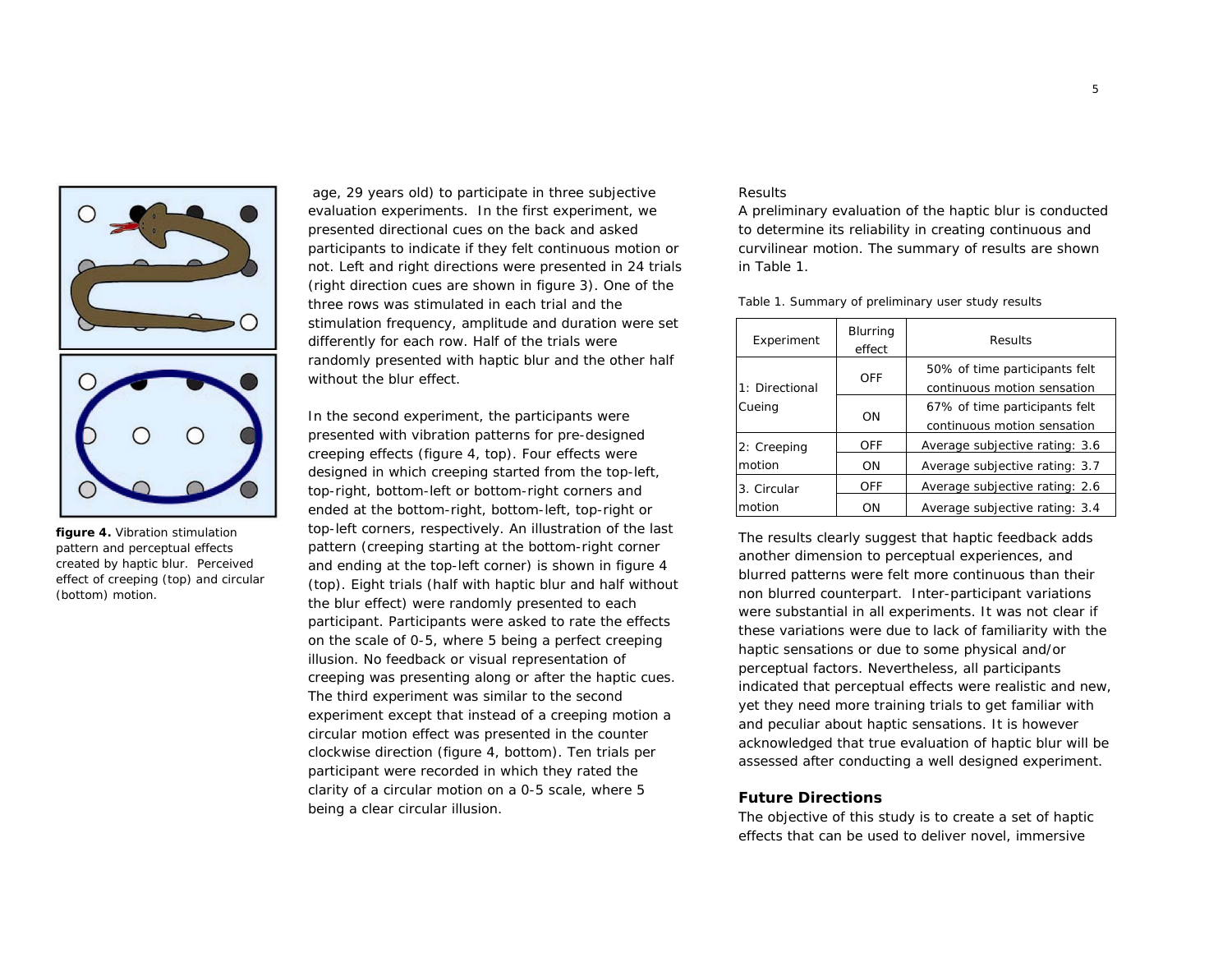figure 4. Vibration stimulation pattern and perceptual effects created by haptic blur. Perceived effect of creeping (top) and circular (bottom) motion.

age, 29 years old) to participate in three subjective evaluation experiments. In the first experiment, we presented directional cues on the back and asked participants to indicate if they felt continuous motion or not. Left and right directions were presented in 24 trials (right direction cues are shown in figure 3). One of the three rows was stimulated in each trial and the stimulation frequency, amplitude and duration were set differently for each row. Half of the trials were randomly presented with haptic blur and the other half without the blur effect.

In the second experiment, the participants were presented with vibration patterns for pre-designed creeping effects (figure 4, top). Four effects were designed in which creeping started from the top-left, top-right, bottom-left or bottom-right corners and ended at the bottom-right, bottom-left, top-right or top-left corners, respectively. An illustration of the last pattern (creeping starting at the bottom-right corner and ending at the top-left corner) is shown in figure 4 (top). Eight trials (half with haptic blur and half without the blur effect) were randomly presented to each participant. Participants were asked to rate the effects on the scale of 0-5, where 5 being a perfect creeping illusion. No feedback or visual representation of creeping was presenting along or after the haptic cues. The third experiment was similar to the second experiment except that instead of a creeping motion a circular motion effect was presented in the counter clockwise direction (figure 4, bottom). Ten trials per participant were recorded in which they rated the clarity of a circular motion on a 0-5 scale, where 5 being a clear circular illusion.

Results

A preliminary evaluation of the haptic blur is conducted to determine its reliability in creating continuous and curvilinear motion. The summary of results are shown in Table 1.

Table 1. Summary of preliminary user study results

| Experiment | Blurring effect | Results |
|---|---|---|
| 1: Directional Cueing | OFF | 50% of time participants felt continuous motion sensation |
| | ON | 67% of time participants felt continuous motion sensation |
| 2: Creeping motion | OFF | Average subjective rating: 3.6 |
| | ON | Average subjective rating: 3.7 |
| 3. Circular motion | OFF | Average subjective rating: 2.6 |
| | ON | Average subjective rating: 3.4 |

The results clearly suggest that haptic feedback adds another dimension to perceptual experiences, and blurred patterns were felt more continuous than their non blurred counterpart. Inter-participant variations were substantial in all experiments. It was not clear if these variations were due to lack of familiarity with the haptic sensations or due to some physical and/or perceptual factors. Nevertheless, all participants indicated that perceptual effects were realistic and new, yet they need more training trials to get familiar with and peculiar about haptic sensations. It is however acknowledged that true evaluation of haptic blur will be assessed after conducting a well designed experiment.

## Future Directions

The objective of this study is to create a set of haptic effects that can be used to deliver novel, immersive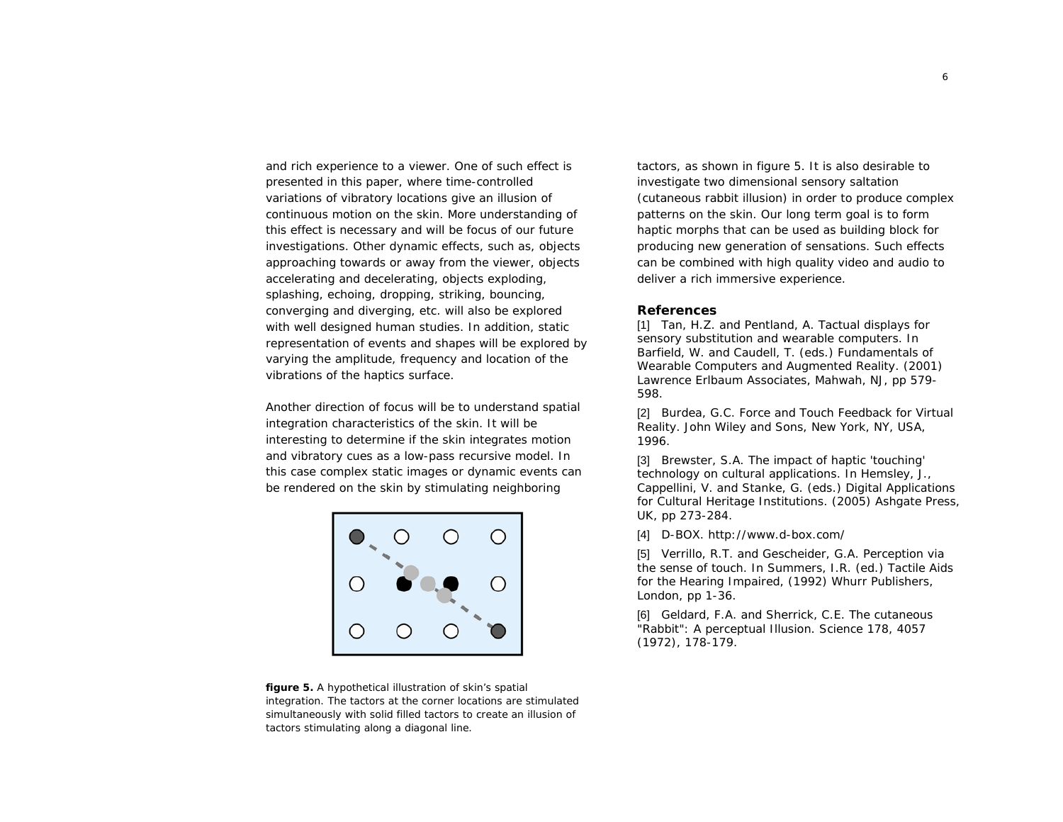and rich experience to a viewer. One of such effect is presented in this paper, where time-controlled variations of vibratory locations give an illusion of continuous motion on the skin. More understanding of this effect is necessary and will be focus of our future investigations. Other dynamic effects, such as, objects approaching towards or away from the viewer, objects accelerating and decelerating, objects exploding, splashing, echoing, dropping, striking, bouncing, converging and diverging, etc. will also be explored with well designed human studies. In addition, static representation of events and shapes will be explored by varying the amplitude, frequency and location of the vibrations of the haptics surface.

Another direction of focus will be to understand spatial integration characteristics of the skin. It will be interesting to determine if the skin integrates motion and vibratory cues as a low-pass recursive model. In this case complex static images or dynamic events can be rendered on the skin by stimulating neighboring tactors, as shown in figure 5. It is also desirable to investigate two dimensional sensory saltation (cutaneous rabbit illusion) in order to produce complex patterns on the skin. Our long term goal is to form haptic morphs that can be used as building block for producing new generation of sensations. Such effects can be combined with high quality video and audio to deliver a rich immersive experience.

**figure 5.** A hypothetical illustration of skin's spatial integration. The tactors at the corner locations are stimulated simultaneously with solid filled tactors to create an illusion of tactors stimulating along a diagonal line.

## References

[1] Tan, H.Z. and Pentland, A. Tactual displays for sensory substitution and wearable computers. In Barfield, W. and Caudell, T. (eds.) Fundamentals of Wearable Computers and Augmented Reality. (2001) Lawrence Erlbaum Associates, Mahwah, NJ, pp 579-598.

[2] Burdea, G.C. Force and Touch Feedback for Virtual Reality. John Wiley and Sons, New York, NY, USA, 1996.

[3] Brewster, S.A. The impact of haptic 'touching' technology on cultural applications. In Hemsley, J., Cappellini, V. and Stanke, G. (eds.) Digital Applications for Cultural Heritage Institutions. (2005) Ashgate Press, UK, pp 273-284.

[4] D-BOX. http://www.d-box.com/

[5] Verrillo, R.T. and Gescheider, G.A. Perception via the sense of touch. In Summers, I.R. (ed.) Tactile Aids for the Hearing Impaired, (1992) Whurr Publishers, London, pp 1-36.

[6] Geldard, F.A. and Sherrick, C.E. The cutaneous "Rabbit": A perceptual Illusion. Science 178, 4057 (1972), 178-179.